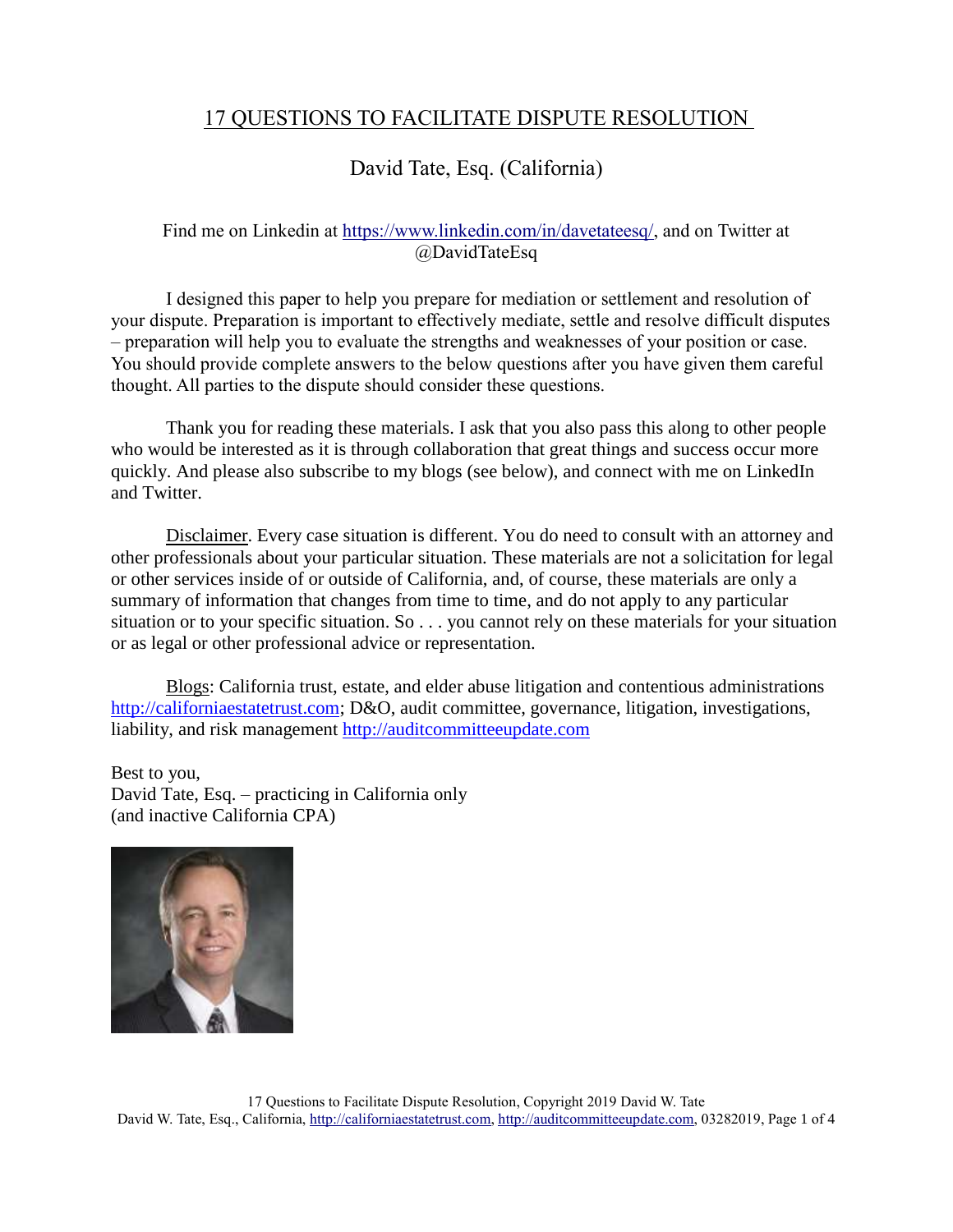# 17 QUESTIONS TO FACILITATE DISPUTE RESOLUTION

David Tate, Esq. (California)

Find me on Linkedin at https://www.linkedin.com/in/davetateesq/, and on Twitter at @DavidTateEsq

I designed this paper to help you prepare for mediation or settlement and resolution of your dispute. Preparation is important to effectively mediate, settle and resolve difficult disputes – preparation will help you to evaluate the strengths and weaknesses of your position or case. You should provide complete answers to the below questions after you have given them careful thought. All parties to the dispute should consider these questions.

Thank you for reading these materials. I ask that you also pass this along to other people who would be interested as it is through collaboration that great things and success occur more quickly. And please also subscribe to my blogs (see below), and connect with me on LinkedIn and Twitter.

Disclaimer. Every case situation is different. You do need to consult with an attorney and other professionals about your particular situation. These materials are not a solicitation for legal or other services inside of or outside of California, and, of course, these materials are only a summary of information that changes from time to time, and do not apply to any particular situation or to your specific situation. So . . . you cannot rely on these materials for your situation or as legal or other professional advice or representation.

Blogs: California trust, estate, and elder abuse litigation and contentious administrations http://californiaestatetrust.com; D&O, audit committee, governance, litigation, investigations, liability, and risk management http://auditcommitteeupdate.com

Best to you,
David Tate, Esq. – practicing in California only
(and inactive California CPA)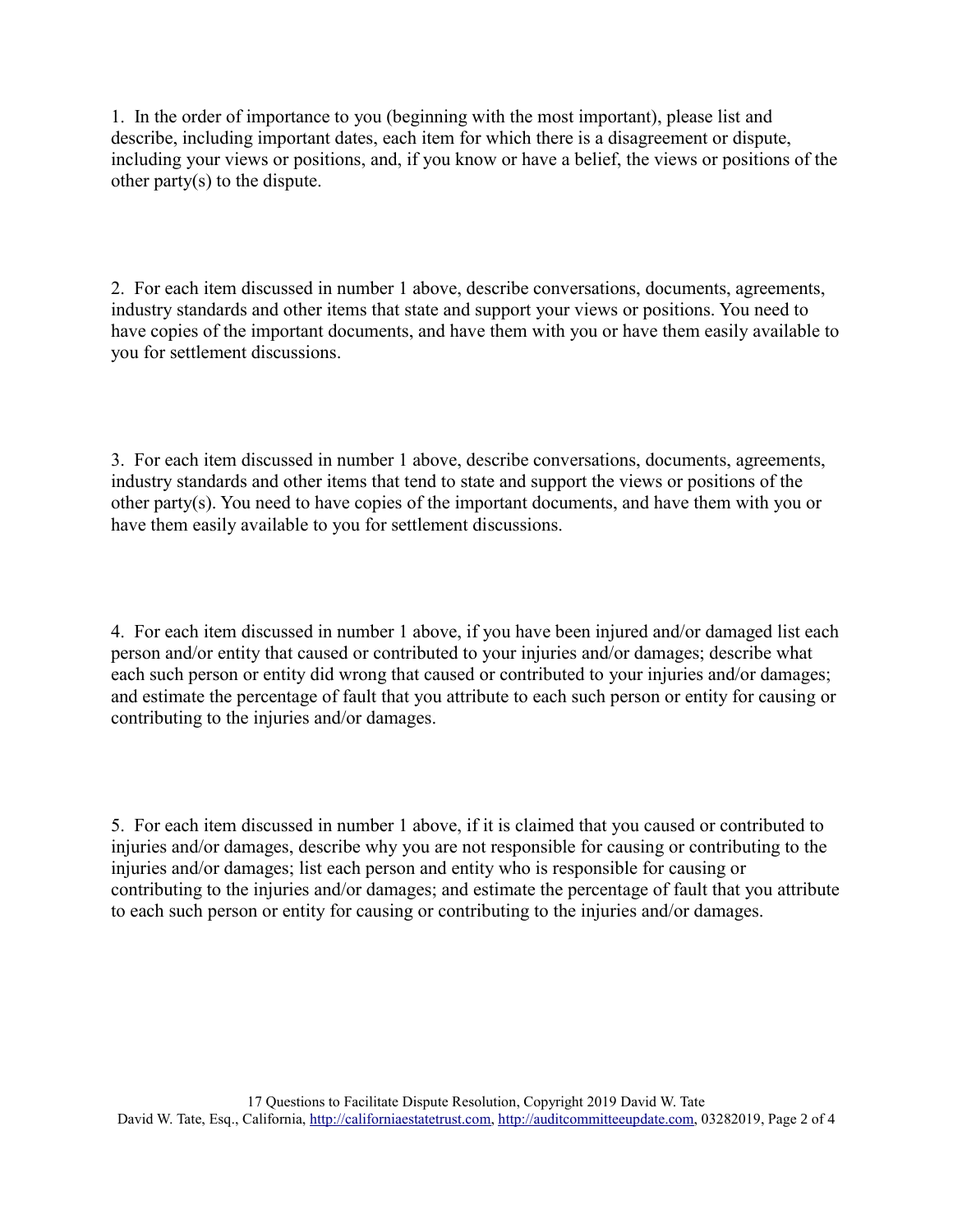1. In the order of importance to you (beginning with the most important), please list and describe, including important dates, each item for which there is a disagreement or dispute, including your views or positions, and, if you know or have a belief, the views or positions of the other party(s) to the dispute.

2. For each item discussed in number 1 above, describe conversations, documents, agreements, industry standards and other items that state and support your views or positions. You need to have copies of the important documents, and have them with you or have them easily available to you for settlement discussions.

3. For each item discussed in number 1 above, describe conversations, documents, agreements, industry standards and other items that tend to state and support the views or positions of the other party(s). You need to have copies of the important documents, and have them with you or have them easily available to you for settlement discussions.

4. For each item discussed in number 1 above, if you have been injured and/or damaged list each person and/or entity that caused or contributed to your injuries and/or damages; describe what each such person or entity did wrong that caused or contributed to your injuries and/or damages; and estimate the percentage of fault that you attribute to each such person or entity for causing or contributing to the injuries and/or damages.

5. For each item discussed in number 1 above, if it is claimed that you caused or contributed to injuries and/or damages, describe why you are not responsible for causing or contributing to the injuries and/or damages; list each person and entity who is responsible for causing or contributing to the injuries and/or damages; and estimate the percentage of fault that you attribute to each such person or entity for causing or contributing to the injuries and/or damages.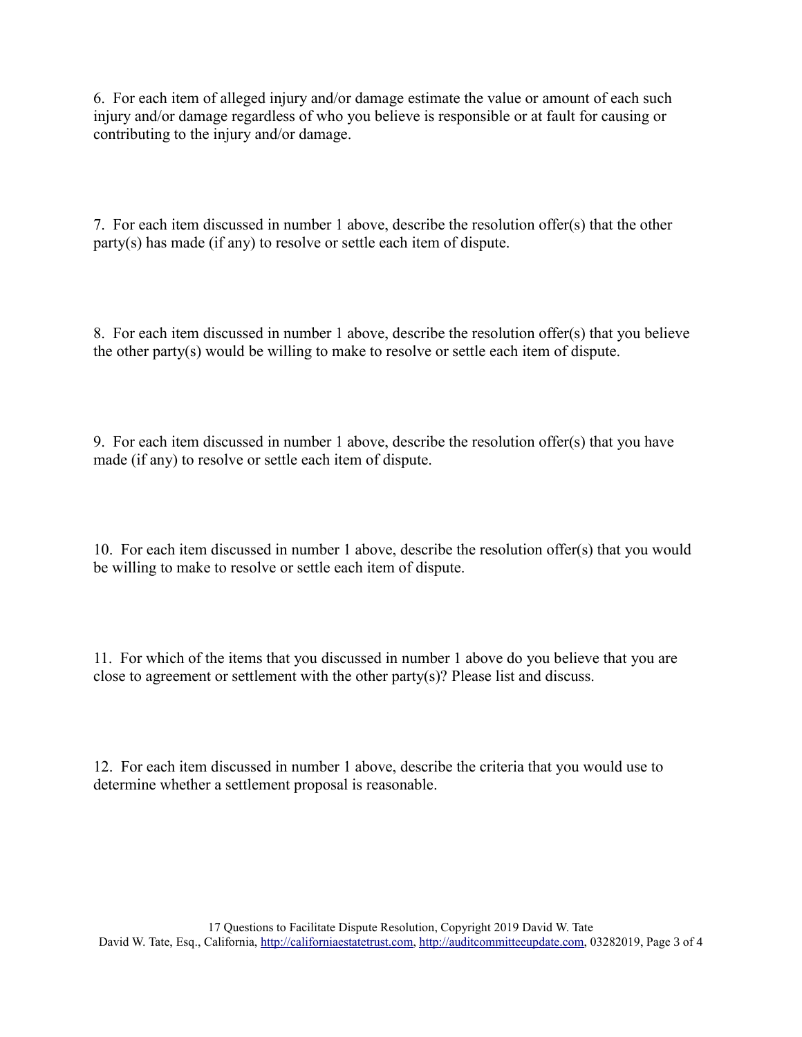6. For each item of alleged injury and/or damage estimate the value or amount of each such injury and/or damage regardless of who you believe is responsible or at fault for causing or contributing to the injury and/or damage.

7. For each item discussed in number 1 above, describe the resolution offer(s) that the other party(s) has made (if any) to resolve or settle each item of dispute.

8. For each item discussed in number 1 above, describe the resolution offer(s) that you believe the other party(s) would be willing to make to resolve or settle each item of dispute.

9. For each item discussed in number 1 above, describe the resolution offer(s) that you have made (if any) to resolve or settle each item of dispute.

10. For each item discussed in number 1 above, describe the resolution offer(s) that you would be willing to make to resolve or settle each item of dispute.

11. For which of the items that you discussed in number 1 above do you believe that you are close to agreement or settlement with the other party(s)? Please list and discuss.

12. For each item discussed in number 1 above, describe the criteria that you would use to determine whether a settlement proposal is reasonable.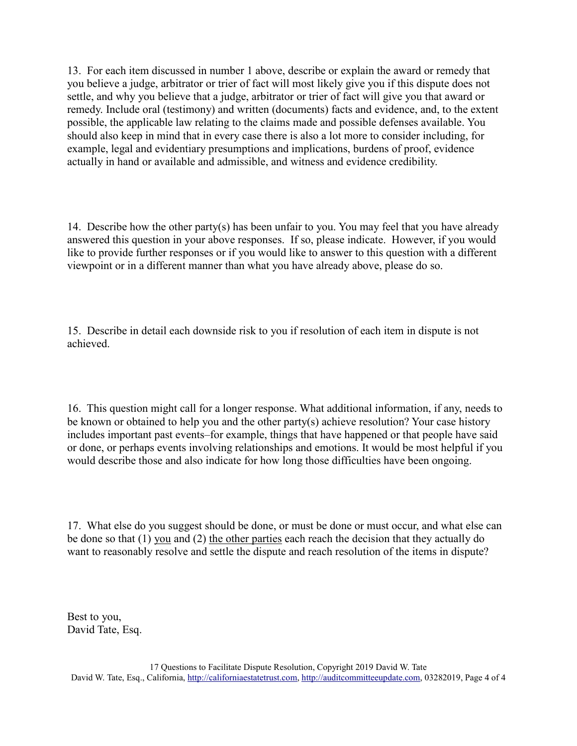13. For each item discussed in number 1 above, describe or explain the award or remedy that you believe a judge, arbitrator or trier of fact will most likely give you if this dispute does not settle, and why you believe that a judge, arbitrator or trier of fact will give you that award or remedy. Include oral (testimony) and written (documents) facts and evidence, and, to the extent possible, the applicable law relating to the claims made and possible defenses available. You should also keep in mind that in every case there is also a lot more to consider including, for example, legal and evidentiary presumptions and implications, burdens of proof, evidence actually in hand or available and admissible, and witness and evidence credibility.

14. Describe how the other party(s) has been unfair to you. You may feel that you have already answered this question in your above responses. If so, please indicate. However, if you would like to provide further responses or if you would like to answer to this question with a different viewpoint or in a different manner than what you have already above, please do so.

15. Describe in detail each downside risk to you if resolution of each item in dispute is not achieved.

16. This question might call for a longer response. What additional information, if any, needs to be known or obtained to help you and the other party(s) achieve resolution? Your case history includes important past events–for example, things that have happened or that people have said or done, or perhaps events involving relationships and emotions. It would be most helpful if you would describe those and also indicate for how long those difficulties have been ongoing.

17. What else do you suggest should be done, or must be done or must occur, and what else can be done so that (1) <u>you</u> and (2) <u>the other parties</u> each reach the decision that they actually do want to reasonably resolve and settle the dispute and reach resolution of the items in dispute?

Best to you,
David Tate, Esq.